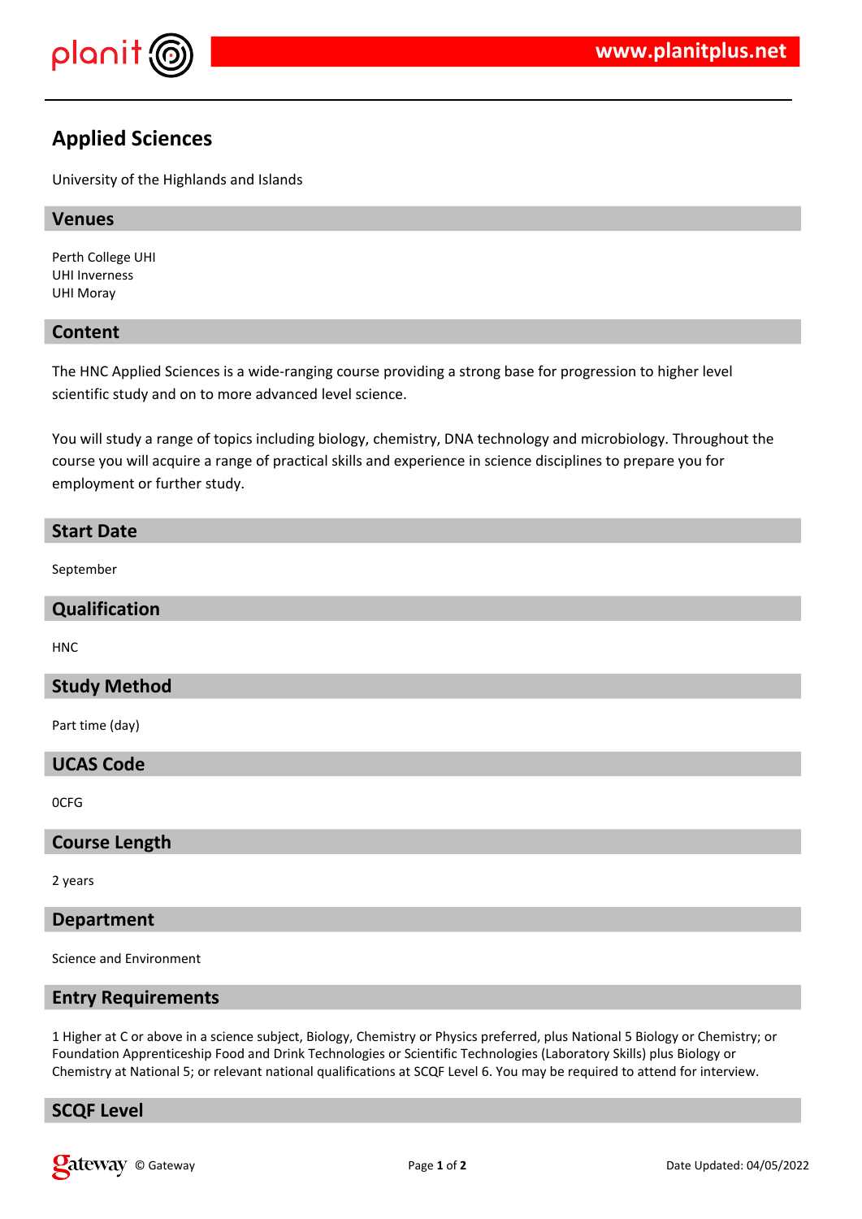# Applied Sciences

University of the Highlands and Islands

## Venues

Perth College UHI
UHI Inverness
UHI Moray

## Content

The HNC Applied Sciences is a wide-ranging course providing a strong base for progression to higher level scientific study and on to more advanced level science.

You will study a range of topics including biology, chemistry, DNA technology and microbiology. Throughout the course you will acquire a range of practical skills and experience in science disciplines to prepare you for employment or further study.

## Start Date

September

## Qualification

HNC

## Study Method

Part time (day)

## UCAS Code

0CFG

## Course Length

2 years

## Department

Science and Environment

## Entry Requirements

1 Higher at C or above in a science subject, Biology, Chemistry or Physics preferred, plus National 5 Biology or Chemistry; or Foundation Apprenticeship Food and Drink Technologies or Scientific Technologies (Laboratory Skills) plus Biology or Chemistry at National 5; or relevant national qualifications at SCQF Level 6. You may be required to attend for interview.

## SCQF Level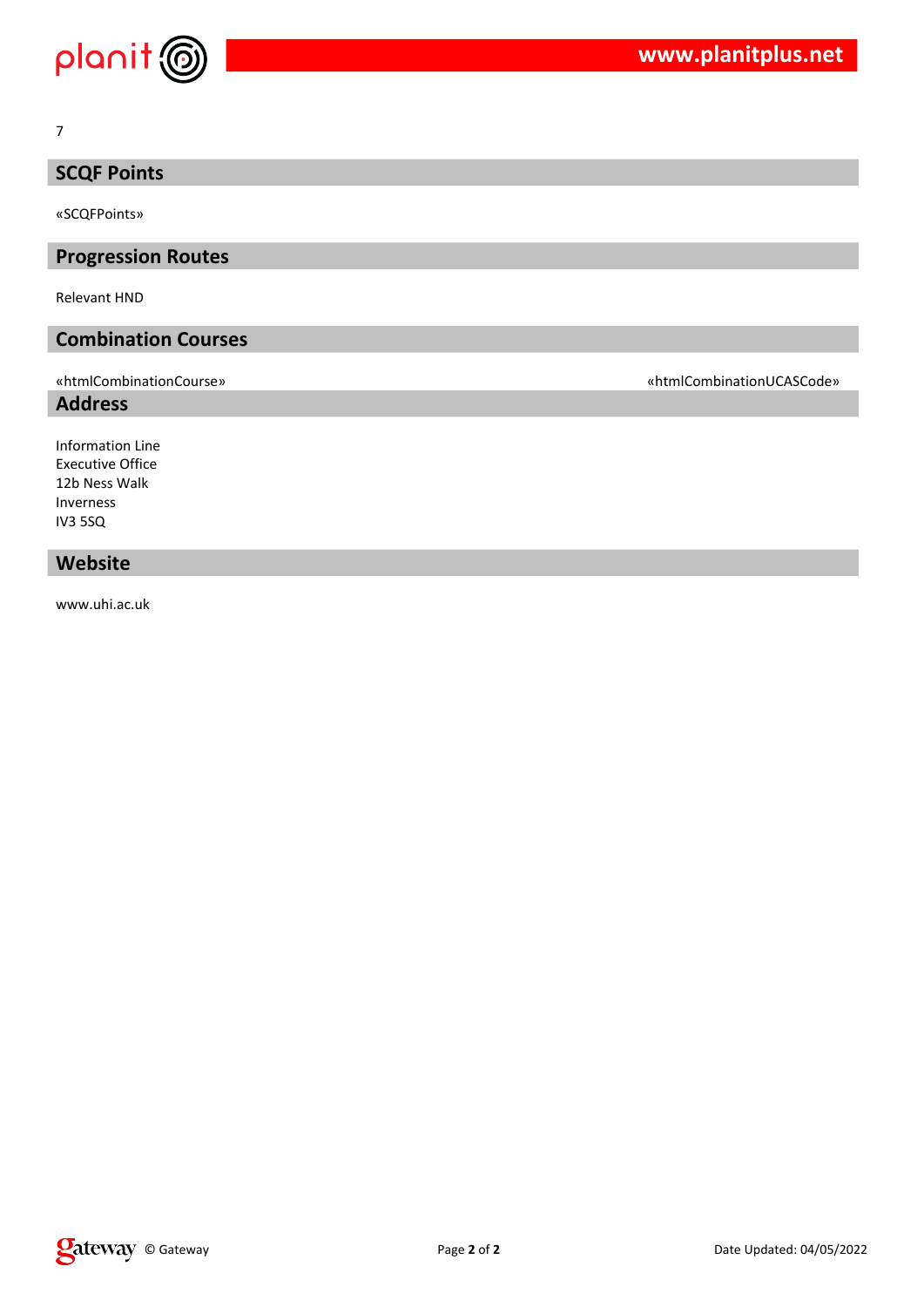7

## SCQF Points

«SCQFPoints»

## Progression Routes

Relevant HND

## Combination Courses

«htmlCombinationCourse» «htmlCombinationUCASCode»

## Address

Information Line
Executive Office
12b Ness Walk
Inverness
IV3 5SQ

## Website

www.uhi.ac.uk